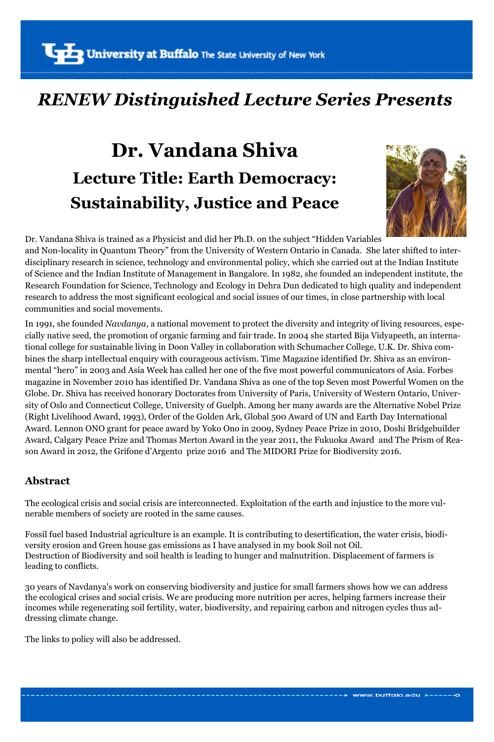University at Buffalo The State University of New York

# *RENEW Distinguished Lecture Series Presents*

# Dr. Vandana Shiva

## Lecture Title: Earth Democracy: Sustainability, Justice and Peace

Dr. Vandana Shiva is trained as a Physicist and did her Ph.D. on the subject "Hidden Variables and Non-locality in Quantum Theory" from the University of Western Ontario in Canada. She later shifted to inter-disciplinary research in science, technology and environmental policy, which she carried out at the Indian Institute of Science and the Indian Institute of Management in Bangalore. In 1982, she founded an independent institute, the Research Foundation for Science, Technology and Ecology in Dehra Dun dedicated to high quality and independent research to address the most significant ecological and social issues of our times, in close partnership with local communities and social movements.

In 1991, she founded *Navdanya*, a national movement to protect the diversity and integrity of living resources, especially native seed, the promotion of organic farming and fair trade. In 2004 she started Bija Vidyapeeth, an international college for sustainable living in Doon Valley in collaboration with Schumacher College, U.K. Dr. Shiva combines the sharp intellectual enquiry with courageous activism. Time Magazine identified Dr. Shiva as an environmental "hero" in 2003 and Asia Week has called her one of the five most powerful communicators of Asia. Forbes magazine in November 2010 has identified Dr. Vandana Shiva as one of the top Seven most Powerful Women on the Globe. Dr. Shiva has received honorary Doctorates from University of Paris, University of Western Ontario, University of Oslo and Connecticut College, University of Guelph. Among her many awards are the Alternative Nobel Prize (Right Livelihood Award, 1993), Order of the Golden Ark, Global 500 Award of UN and Earth Day International Award. Lennon ONO grant for peace award by Yoko Ono in 2009, Sydney Peace Prize in 2010, Doshi Bridgebuilder Award, Calgary Peace Prize and Thomas Merton Award in the year 2011, the Fukuoka Award and The Prism of Reason Award in 2012, the Grifone d'Argento prize 2016 and The MIDORI Prize for Biodiversity 2016.

### Abstract

The ecological crisis and social crisis are interconnected. Exploitation of the earth and injustice to the more vulnerable members of society are rooted in the same causes.

Fossil fuel based Industrial agriculture is an example. It is contributing to desertification, the water crisis, biodiversity erosion and Green house gas emissions as I have analysed in my book Soil not Oil.
Destruction of Biodiversity and soil health is leading to hunger and malnutrition. Displacement of farmers is leading to conflicts.

30 years of Navdanya's work on conserving biodiversity and justice for small farmers shows how we can address the ecological crises and social crisis. We are producing more nutrition per acres, helping farmers increase their incomes while regenerating soil fertility, water, biodiversity, and repairing carbon and nitrogen cycles thus addressing climate change.

The links to policy will also be addressed.

www.buffalo.edu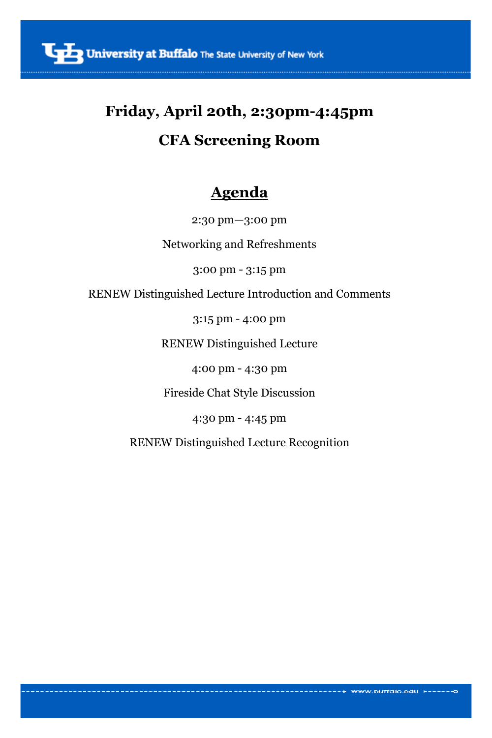University at Buffalo The State University of New York

## Friday, April 20th, 2:30pm-4:45pm

## CFA Screening Room

### Agenda

2:30 pm—3:00 pm

Networking and Refreshments

3:00 pm - 3:15 pm

RENEW Distinguished Lecture Introduction and Comments

3:15 pm - 4:00 pm

RENEW Distinguished Lecture

4:00 pm - 4:30 pm

Fireside Chat Style Discussion

4:30 pm - 4:45 pm

RENEW Distinguished Lecture Recognition

www.buffalo.edu